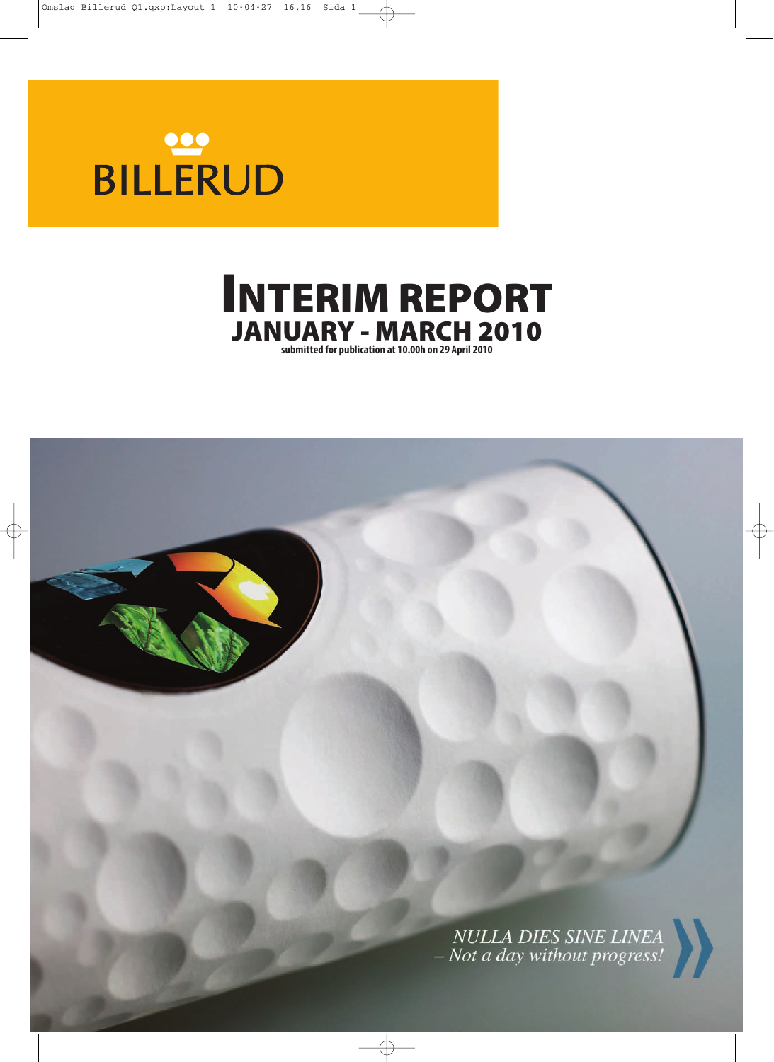BILLERUD

# INTERIM REPORT

## JANUARY - MARCH 2010

**submitted for publication at 10.00h on 29 April 2010**

*NULLA DIES SINE LINEA*
*– Not a day without progress!*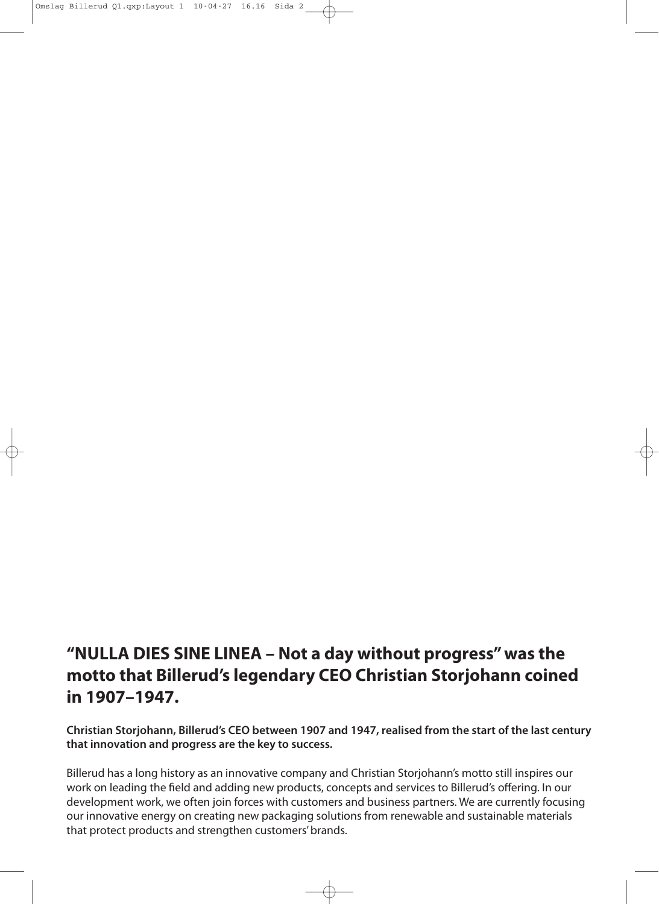## “NULLA DIES SINE LINEA – Not a day without progress” was the motto that Billerud’s legendary CEO Christian Storjohann coined in 1907–1947.

**Christian Storjohann, Billerud’s CEO between 1907 and 1947, realised from the start of the last century that innovation and progress are the key to success.**

Billerud has a long history as an innovative company and Christian Storjohann’s motto still inspires our work on leading the field and adding new products, concepts and services to Billerud’s offering. In our development work, we often join forces with customers and business partners. We are currently focusing our innovative energy on creating new packaging solutions from renewable and sustainable materials that protect products and strengthen customers’ brands.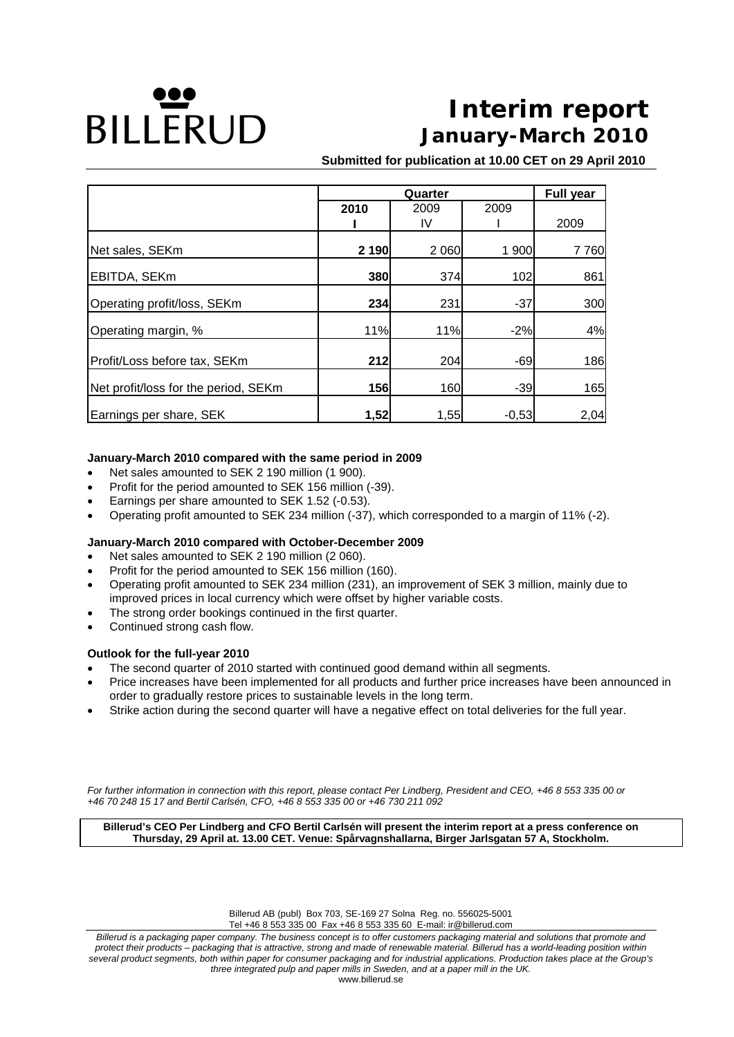BILLERUD

# Interim report
## January-March 2010

**Submitted for publication at 10.00 CET on 29 April 2010**

| | Quarter | | | Full year |
|---|---|---|---|---|
| | **2010 I** | 2009 IV | 2009 I | 2009 |
| Net sales, SEKm | **2 190** | 2 060 | 1 900 | 7 760 |
| EBITDA, SEKm | **380** | 374 | 102 | 861 |
| Operating profit/loss, SEKm | **234** | 231 | -37 | 300 |
| Operating margin, % | 11% | 11% | -2% | 4% |
| Profit/Loss before tax, SEKm | **212** | 204 | -69 | 186 |
| Net profit/loss for the period, SEKm | **156** | 160 | -39 | 165 |
| Earnings per share, SEK | **1,52** | 1,55 | -0,53 | 2,04 |

**January-March 2010 compared with the same period in 2009**

- Net sales amounted to SEK 2 190 million (1 900).
- Profit for the period amounted to SEK 156 million (-39).
- Earnings per share amounted to SEK 1.52 (-0.53).
- Operating profit amounted to SEK 234 million (-37), which corresponded to a margin of 11% (-2).

**January-March 2010 compared with October-December 2009**

- Net sales amounted to SEK 2 190 million (2 060).
- Profit for the period amounted to SEK 156 million (160).
- Operating profit amounted to SEK 234 million (231), an improvement of SEK 3 million, mainly due to improved prices in local currency which were offset by higher variable costs.
- The strong order bookings continued in the first quarter.
- Continued strong cash flow.

**Outlook for the full-year 2010**

- The second quarter of 2010 started with continued good demand within all segments.
- Price increases have been implemented for all products and further price increases have been announced in order to gradually restore prices to sustainable levels in the long term.
- Strike action during the second quarter will have a negative effect on total deliveries for the full year.

*For further information in connection with this report, please contact Per Lindberg, President and CEO, +46 8 553 335 00 or +46 70 248 15 17 and Bertil Carlsén, CFO, +46 8 553 335 00 or +46 730 211 092*

**Billerud's CEO Per Lindberg and CFO Bertil Carlsén will present the interim report at a press conference on Thursday, 29 April at. 13.00 CET. Venue: Spårvagnshallarna, Birger Jarlsgatan 57 A, Stockholm.**

Billerud AB (publ) Box 703, SE-169 27 Solna Reg. no. 556025-5001
Tel +46 8 553 335 00 Fax +46 8 553 335 60 E-mail: ir@billerud.com

*Billerud is a packaging paper company. The business concept is to offer customers packaging material and solutions that promote and protect their products – packaging that is attractive, strong and made of renewable material. Billerud has a world-leading position within several product segments, both within paper for consumer packaging and for industrial applications. Production takes place at the Group's three integrated pulp and paper mills in Sweden, and at a paper mill in the UK.*

www.billerud.se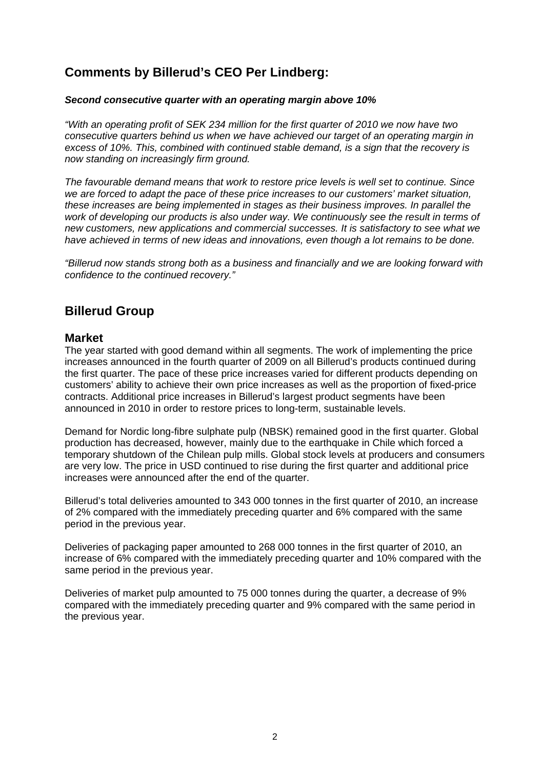## Comments by Billerud's CEO Per Lindberg:

***Second consecutive quarter with an operating margin above 10%***

*"With an operating profit of SEK 234 million for the first quarter of 2010 we now have two consecutive quarters behind us when we have achieved our target of an operating margin in excess of 10%. This, combined with continued stable demand, is a sign that the recovery is now standing on increasingly firm ground.*

*The favourable demand means that work to restore price levels is well set to continue. Since we are forced to adapt the pace of these price increases to our customers' market situation, these increases are being implemented in stages as their business improves. In parallel the work of developing our products is also under way. We continuously see the result in terms of new customers, new applications and commercial successes. It is satisfactory to see what we have achieved in terms of new ideas and innovations, even though a lot remains to be done.*

*"Billerud now stands strong both as a business and financially and we are looking forward with confidence to the continued recovery."*

## Billerud Group

### Market

The year started with good demand within all segments. The work of implementing the price increases announced in the fourth quarter of 2009 on all Billerud's products continued during the first quarter. The pace of these price increases varied for different products depending on customers' ability to achieve their own price increases as well as the proportion of fixed-price contracts. Additional price increases in Billerud's largest product segments have been announced in 2010 in order to restore prices to long-term, sustainable levels.

Demand for Nordic long-fibre sulphate pulp (NBSK) remained good in the first quarter. Global production has decreased, however, mainly due to the earthquake in Chile which forced a temporary shutdown of the Chilean pulp mills. Global stock levels at producers and consumers are very low. The price in USD continued to rise during the first quarter and additional price increases were announced after the end of the quarter.

Billerud's total deliveries amounted to 343 000 tonnes in the first quarter of 2010, an increase of 2% compared with the immediately preceding quarter and 6% compared with the same period in the previous year.

Deliveries of packaging paper amounted to 268 000 tonnes in the first quarter of 2010, an increase of 6% compared with the immediately preceding quarter and 10% compared with the same period in the previous year.

Deliveries of market pulp amounted to 75 000 tonnes during the quarter, a decrease of 9% compared with the immediately preceding quarter and 9% compared with the same period in the previous year.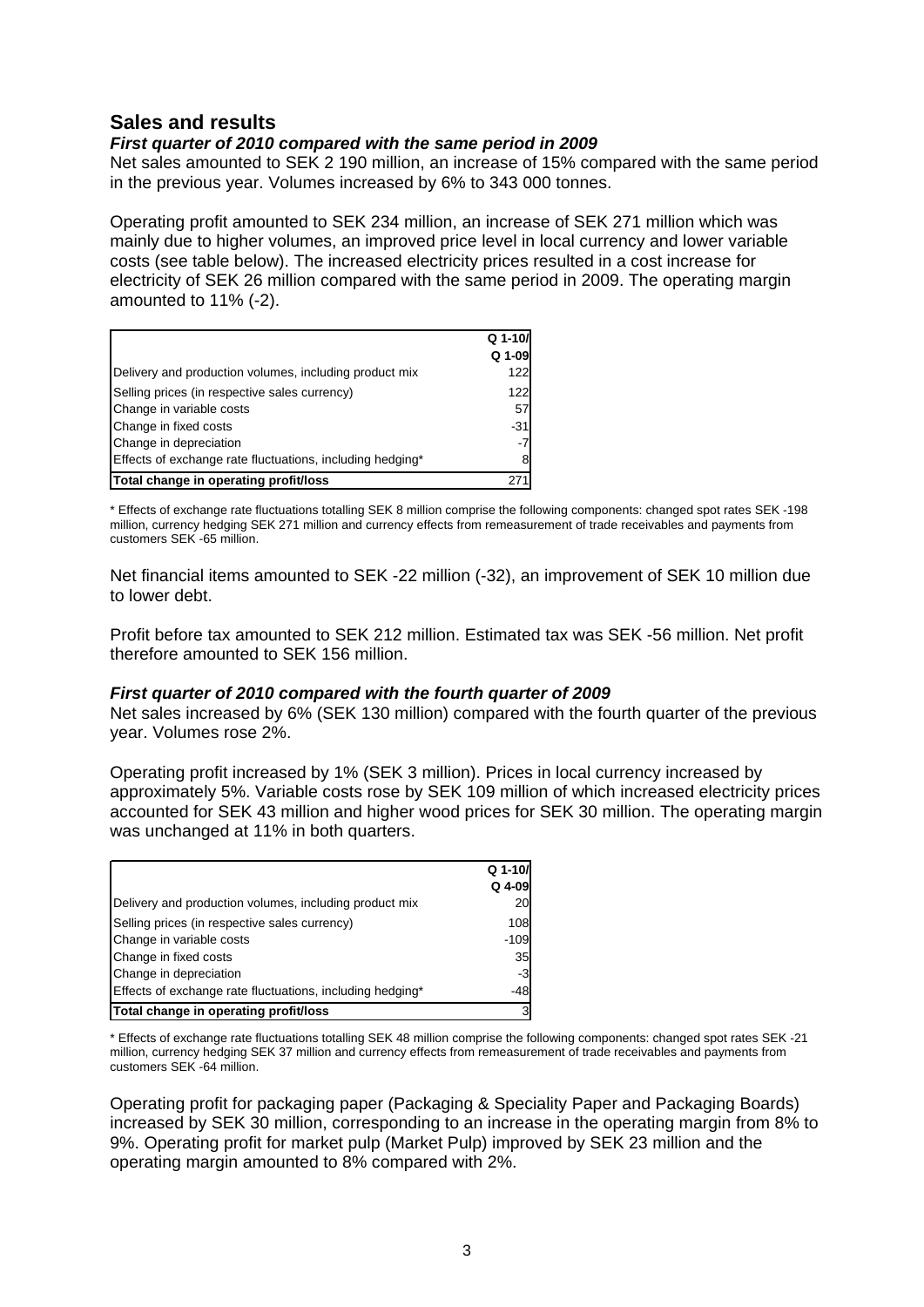## Sales and results

### *First quarter of 2010 compared with the same period in 2009*

Net sales amounted to SEK 2 190 million, an increase of 15% compared with the same period in the previous year. Volumes increased by 6% to 343 000 tonnes.

Operating profit amounted to SEK 234 million, an increase of SEK 271 million which was mainly due to higher volumes, an improved price level in local currency and lower variable costs (see table below). The increased electricity prices resulted in a cost increase for electricity of SEK 26 million compared with the same period in 2009. The operating margin amounted to 11% (-2).

| | Q 1-10/ Q 1-09 |
|---|---|
| Delivery and production volumes, including product mix | 122 |
| Selling prices (in respective sales currency) | 122 |
| Change in variable costs | 57 |
| Change in fixed costs | -31 |
| Change in depreciation | -7 |
| Effects of exchange rate fluctuations, including hedging* | 8 |
| **Total change in operating profit/loss** | 271 |

* Effects of exchange rate fluctuations totalling SEK 8 million comprise the following components: changed spot rates SEK -198 million, currency hedging SEK 271 million and currency effects from remeasurement of trade receivables and payments from customers SEK -65 million.

Net financial items amounted to SEK -22 million (-32), an improvement of SEK 10 million due to lower debt.

Profit before tax amounted to SEK 212 million. Estimated tax was SEK -56 million. Net profit therefore amounted to SEK 156 million.

### *First quarter of 2010 compared with the fourth quarter of 2009*

Net sales increased by 6% (SEK 130 million) compared with the fourth quarter of the previous year. Volumes rose 2%.

Operating profit increased by 1% (SEK 3 million). Prices in local currency increased by approximately 5%. Variable costs rose by SEK 109 million of which increased electricity prices accounted for SEK 43 million and higher wood prices for SEK 30 million. The operating margin was unchanged at 11% in both quarters.

| | Q 1-10/ Q 4-09 |
|---|---|
| Delivery and production volumes, including product mix | 20 |
| Selling prices (in respective sales currency) | 108 |
| Change in variable costs | -109 |
| Change in fixed costs | 35 |
| Change in depreciation | -3 |
| Effects of exchange rate fluctuations, including hedging* | -48 |
| **Total change in operating profit/loss** | 3 |

* Effects of exchange rate fluctuations totalling SEK 48 million comprise the following components: changed spot rates SEK -21 million, currency hedging SEK 37 million and currency effects from remeasurement of trade receivables and payments from customers SEK -64 million.

Operating profit for packaging paper (Packaging & Speciality Paper and Packaging Boards) increased by SEK 30 million, corresponding to an increase in the operating margin from 8% to 9%. Operating profit for market pulp (Market Pulp) improved by SEK 23 million and the operating margin amounted to 8% compared with 2%.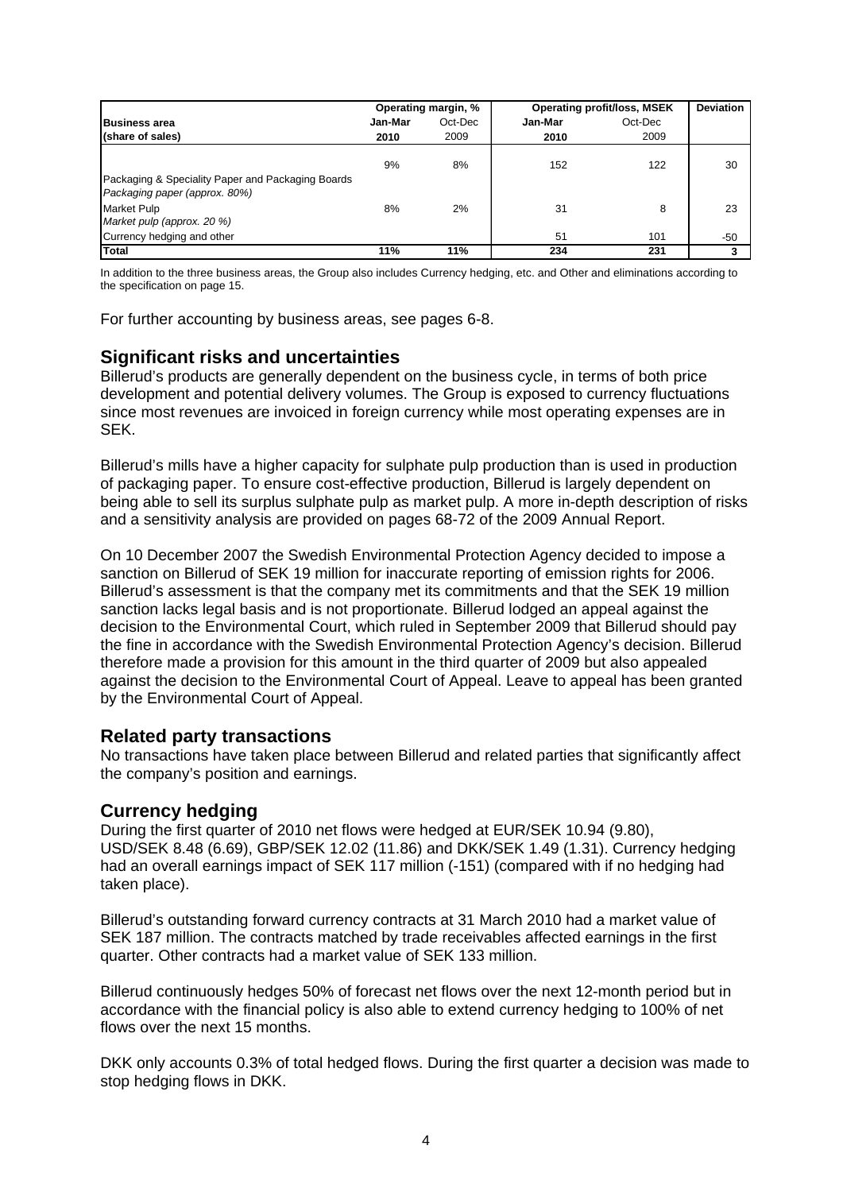| Business area (share of sales) | Operating margin, % Jan-Mar 2010 | Oct-Dec 2009 | Operating profit/loss, MSEK Jan-Mar 2010 | Oct-Dec 2009 | Deviation |
|---|---|---|---|---|---|
| Packaging & Speciality Paper and Packaging Boards *Packaging paper (approx. 80%)* | 9% | 8% | 152 | 122 | 30 |
| Market Pulp *Market pulp (approx. 20 %)* | 8% | 2% | 31 | 8 | 23 |
| Currency hedging and other | | | 51 | 101 | -50 |
| **Total** | **11%** | **11%** | **234** | **231** | **3** |

In addition to the three business areas, the Group also includes Currency hedging, etc. and Other and eliminations according to the specification on page 15.

For further accounting by business areas, see pages 6-8.

## Significant risks and uncertainties

Billerud's products are generally dependent on the business cycle, in terms of both price development and potential delivery volumes. The Group is exposed to currency fluctuations since most revenues are invoiced in foreign currency while most operating expenses are in SEK.

Billerud's mills have a higher capacity for sulphate pulp production than is used in production of packaging paper. To ensure cost-effective production, Billerud is largely dependent on being able to sell its surplus sulphate pulp as market pulp. A more in-depth description of risks and a sensitivity analysis are provided on pages 68-72 of the 2009 Annual Report.

On 10 December 2007 the Swedish Environmental Protection Agency decided to impose a sanction on Billerud of SEK 19 million for inaccurate reporting of emission rights for 2006. Billerud's assessment is that the company met its commitments and that the SEK 19 million sanction lacks legal basis and is not proportionate. Billerud lodged an appeal against the decision to the Environmental Court, which ruled in September 2009 that Billerud should pay the fine in accordance with the Swedish Environmental Protection Agency's decision. Billerud therefore made a provision for this amount in the third quarter of 2009 but also appealed against the decision to the Environmental Court of Appeal. Leave to appeal has been granted by the Environmental Court of Appeal.

## Related party transactions

No transactions have taken place between Billerud and related parties that significantly affect the company's position and earnings.

## Currency hedging

During the first quarter of 2010 net flows were hedged at EUR/SEK 10.94 (9.80), USD/SEK 8.48 (6.69), GBP/SEK 12.02 (11.86) and DKK/SEK 1.49 (1.31). Currency hedging had an overall earnings impact of SEK 117 million (-151) (compared with if no hedging had taken place).

Billerud's outstanding forward currency contracts at 31 March 2010 had a market value of SEK 187 million. The contracts matched by trade receivables affected earnings in the first quarter. Other contracts had a market value of SEK 133 million.

Billerud continuously hedges 50% of forecast net flows over the next 12-month period but in accordance with the financial policy is also able to extend currency hedging to 100% of net flows over the next 15 months.

DKK only accounts 0.3% of total hedged flows. During the first quarter a decision was made to stop hedging flows in DKK.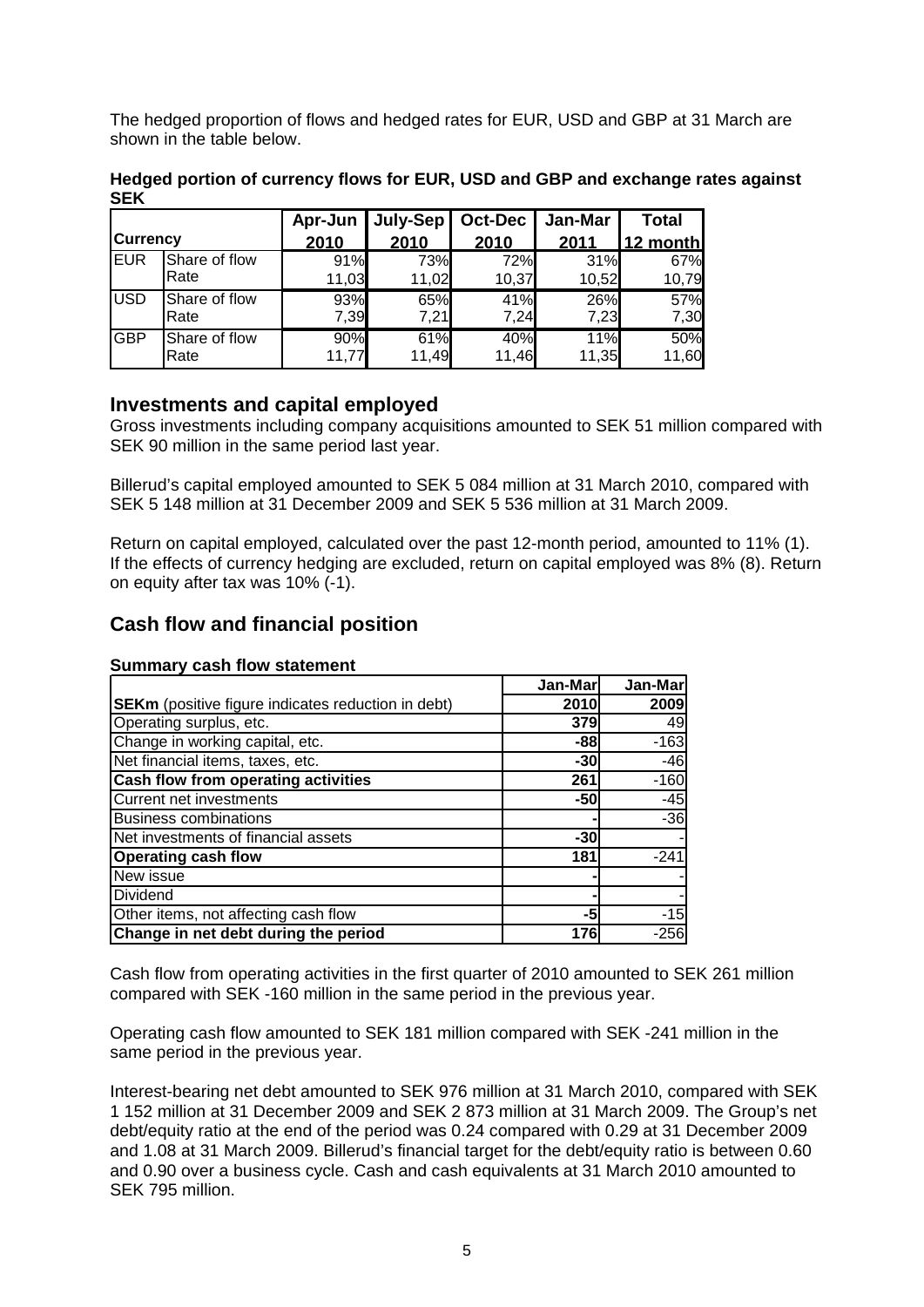The hedged proportion of flows and hedged rates for EUR, USD and GBP at 31 March are shown in the table below.

**Hedged portion of currency flows for EUR, USD and GBP and exchange rates against SEK**

| Currency | | Apr-Jun 2010 | July-Sep 2010 | Oct-Dec 2010 | Jan-Mar 2011 | Total 12 month |
|---|---|---|---|---|---|---|
| EUR | Share of flow | 91% | 73% | 72% | 31% | 67% |
| | Rate | 11,03 | 11,02 | 10,37 | 10,52 | 10,79 |
| USD | Share of flow | 93% | 65% | 41% | 26% | 57% |
| | Rate | 7,39 | 7,21 | 7,24 | 7,23 | 7,30 |
| GBP | Share of flow | 90% | 61% | 40% | 11% | 50% |
| | Rate | 11,77 | 11,49 | 11,46 | 11,35 | 11,60 |

## Investments and capital employed

Gross investments including company acquisitions amounted to SEK 51 million compared with SEK 90 million in the same period last year.

Billerud's capital employed amounted to SEK 5 084 million at 31 March 2010, compared with SEK 5 148 million at 31 December 2009 and SEK 5 536 million at 31 March 2009.

Return on capital employed, calculated over the past 12-month period, amounted to 11% (1). If the effects of currency hedging are excluded, return on capital employed was 8% (8). Return on equity after tax was 10% (-1).

## Cash flow and financial position

**Summary cash flow statement**

| **SEKm** (positive figure indicates reduction in debt) | Jan-Mar 2010 | Jan-Mar 2009 |
|---|---|---|
| Operating surplus, etc. | **379** | 49 |
| Change in working capital, etc. | **-88** | -163 |
| Net financial items, taxes, etc. | **-30** | -46 |
| **Cash flow from operating activities** | **261** | -160 |
| Current net investments | **-50** | -45 |
| Business combinations | **-** | -36 |
| Net investments of financial assets | **-30** | - |
| **Operating cash flow** | **181** | -241 |
| New issue | **-** | - |
| Dividend | **-** | - |
| Other items, not affecting cash flow | **-5** | -15 |
| **Change in net debt during the period** | **176** | -256 |

Cash flow from operating activities in the first quarter of 2010 amounted to SEK 261 million compared with SEK -160 million in the same period in the previous year.

Operating cash flow amounted to SEK 181 million compared with SEK -241 million in the same period in the previous year.

Interest-bearing net debt amounted to SEK 976 million at 31 March 2010, compared with SEK 1 152 million at 31 December 2009 and SEK 2 873 million at 31 March 2009. The Group's net debt/equity ratio at the end of the period was 0.24 compared with 0.29 at 31 December 2009 and 1.08 at 31 March 2009. Billerud's financial target for the debt/equity ratio is between 0.60 and 0.90 over a business cycle. Cash and cash equivalents at 31 March 2010 amounted to SEK 795 million.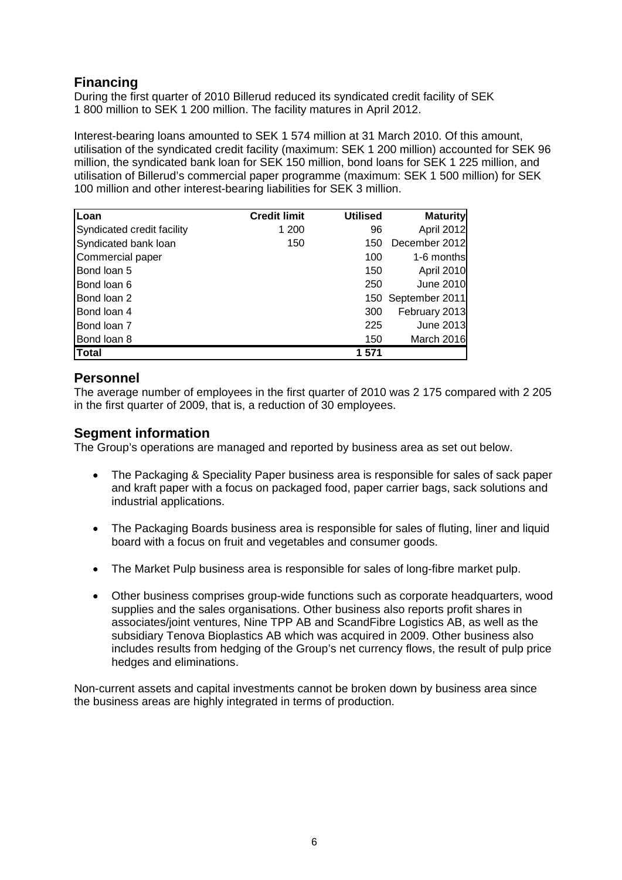## Financing

During the first quarter of 2010 Billerud reduced its syndicated credit facility of SEK 1 800 million to SEK 1 200 million. The facility matures in April 2012.

Interest-bearing loans amounted to SEK 1 574 million at 31 March 2010. Of this amount, utilisation of the syndicated credit facility (maximum: SEK 1 200 million) accounted for SEK 96 million, the syndicated bank loan for SEK 150 million, bond loans for SEK 1 225 million, and utilisation of Billerud's commercial paper programme (maximum: SEK 1 500 million) for SEK 100 million and other interest-bearing liabilities for SEK 3 million.

| Loan | Credit limit | Utilised | Maturity |
|---|---|---|---|
| Syndicated credit facility | 1 200 | 96 | April 2012 |
| Syndicated bank loan | 150 | 150 | December 2012 |
| Commercial paper | | 100 | 1-6 months |
| Bond loan 5 | | 150 | April 2010 |
| Bond loan 6 | | 250 | June 2010 |
| Bond loan 2 | | 150 | September 2011 |
| Bond loan 4 | | 300 | February 2013 |
| Bond loan 7 | | 225 | June 2013 |
| Bond loan 8 | | 150 | March 2016 |
| **Total** | | **1 571** | |

## Personnel

The average number of employees in the first quarter of 2010 was 2 175 compared with 2 205 in the first quarter of 2009, that is, a reduction of 30 employees.

## Segment information

The Group's operations are managed and reported by business area as set out below.

- The Packaging & Speciality Paper business area is responsible for sales of sack paper and kraft paper with a focus on packaged food, paper carrier bags, sack solutions and industrial applications.
- The Packaging Boards business area is responsible for sales of fluting, liner and liquid board with a focus on fruit and vegetables and consumer goods.
- The Market Pulp business area is responsible for sales of long-fibre market pulp.
- Other business comprises group-wide functions such as corporate headquarters, wood supplies and the sales organisations. Other business also reports profit shares in associates/joint ventures, Nine TPP AB and ScandFibre Logistics AB, as well as the subsidiary Tenova Bioplastics AB which was acquired in 2009. Other business also includes results from hedging of the Group's net currency flows, the result of pulp price hedges and eliminations.

Non-current assets and capital investments cannot be broken down by business area since the business areas are highly integrated in terms of production.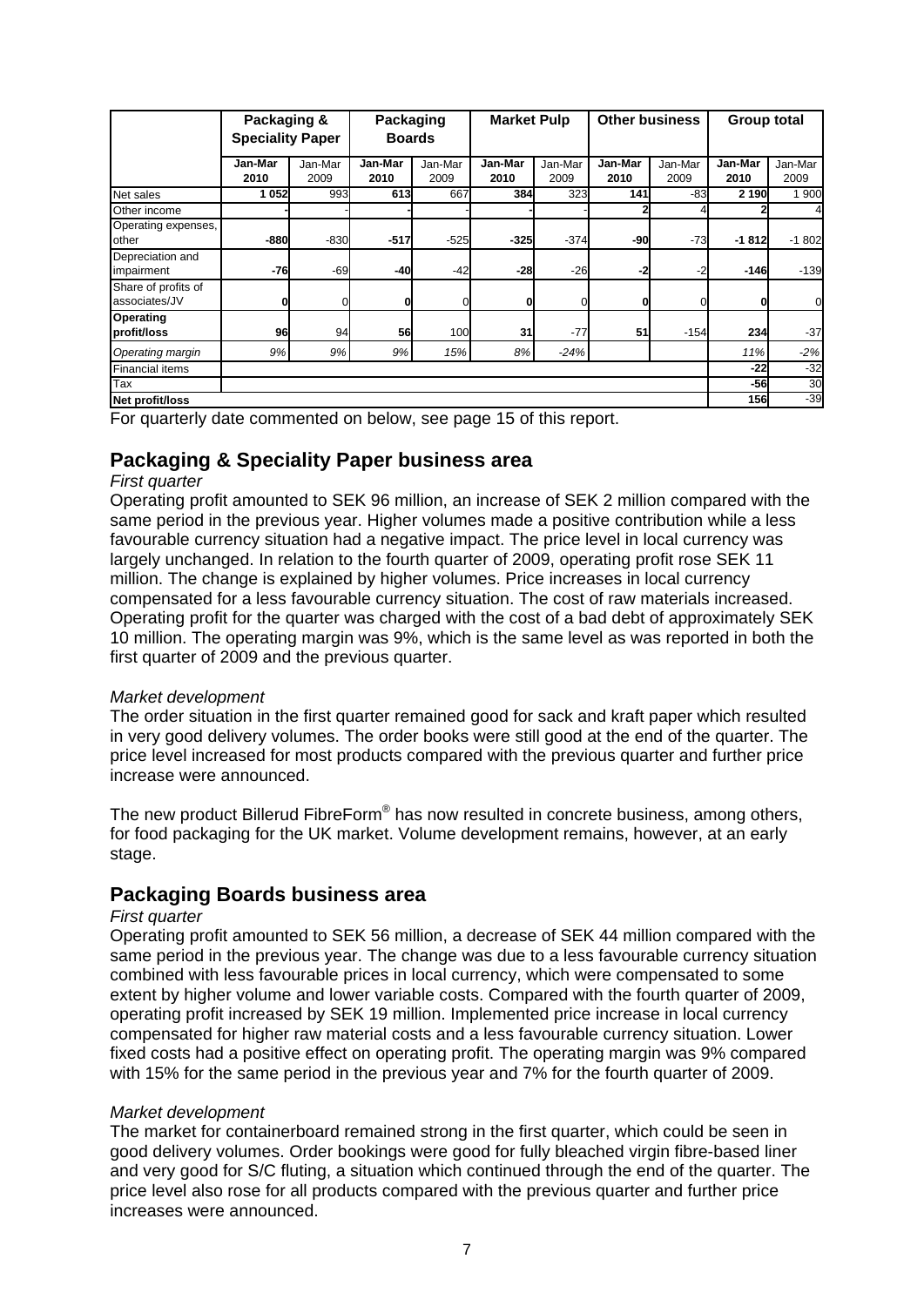| | Packaging & Speciality Paper | | Packaging Boards | | Market Pulp | | Other business | | Group total | |
|---|---|---|---|---|---|---|---|---|---|---|
| | **Jan-Mar 2010** | Jan-Mar 2009 | **Jan-Mar 2010** | Jan-Mar 2009 | **Jan-Mar 2010** | Jan-Mar 2009 | **Jan-Mar 2010** | Jan-Mar 2009 | **Jan-Mar 2010** | Jan-Mar 2009 |
| Net sales | **1 052** | 993 | **613** | 667 | **384** | 323 | **141** | -83 | **2 190** | 1 900 |
| Other income | **-** | - | **-** | - | **-** | - | **2** | 4 | **2** | 4 |
| Operating expenses, other | **-880** | -830 | **-517** | -525 | **-325** | -374 | **-90** | -73 | **-1 812** | -1 802 |
| Depreciation and impairment | **-76** | -69 | **-40** | -42 | **-28** | -26 | **-2** | -2 | **-146** | -139 |
| Share of profits of associates/JV | **0** | 0 | **0** | 0 | **0** | 0 | **0** | 0 | **0** | 0 |
| **Operating profit/loss** | **96** | 94 | **56** | 100 | **31** | -77 | **51** | -154 | **234** | -37 |
| *Operating margin* | *9%* | *9%* | *9%* | *15%* | *8%* | *-24%* | | | *11%* | *-2%* |
| Financial items | | | | | | | | | **-22** | -32 |
| Tax | | | | | | | | | **-56** | 30 |
| **Net profit/loss** | | | | | | | | | **156** | -39 |

For quarterly date commented on below, see page 15 of this report.

## Packaging & Speciality Paper business area

*First quarter*

Operating profit amounted to SEK 96 million, an increase of SEK 2 million compared with the same period in the previous year. Higher volumes made a positive contribution while a less favourable currency situation had a negative impact. The price level in local currency was largely unchanged. In relation to the fourth quarter of 2009, operating profit rose SEK 11 million. The change is explained by higher volumes. Price increases in local currency compensated for a less favourable currency situation. The cost of raw materials increased. Operating profit for the quarter was charged with the cost of a bad debt of approximately SEK 10 million. The operating margin was 9%, which is the same level as was reported in both the first quarter of 2009 and the previous quarter.

*Market development*

The order situation in the first quarter remained good for sack and kraft paper which resulted in very good delivery volumes. The order books were still good at the end of the quarter. The price level increased for most products compared with the previous quarter and further price increase were announced.

The new product Billerud FibreForm® has now resulted in concrete business, among others, for food packaging for the UK market. Volume development remains, however, at an early stage.

## Packaging Boards business area

*First quarter*

Operating profit amounted to SEK 56 million, a decrease of SEK 44 million compared with the same period in the previous year. The change was due to a less favourable currency situation combined with less favourable prices in local currency, which were compensated to some extent by higher volume and lower variable costs. Compared with the fourth quarter of 2009, operating profit increased by SEK 19 million. Implemented price increase in local currency compensated for higher raw material costs and a less favourable currency situation. Lower fixed costs had a positive effect on operating profit. The operating margin was 9% compared with 15% for the same period in the previous year and 7% for the fourth quarter of 2009.

*Market development*

The market for containerboard remained strong in the first quarter, which could be seen in good delivery volumes. Order bookings were good for fully bleached virgin fibre-based liner and very good for S/C fluting, a situation which continued through the end of the quarter. The price level also rose for all products compared with the previous quarter and further price increases were announced.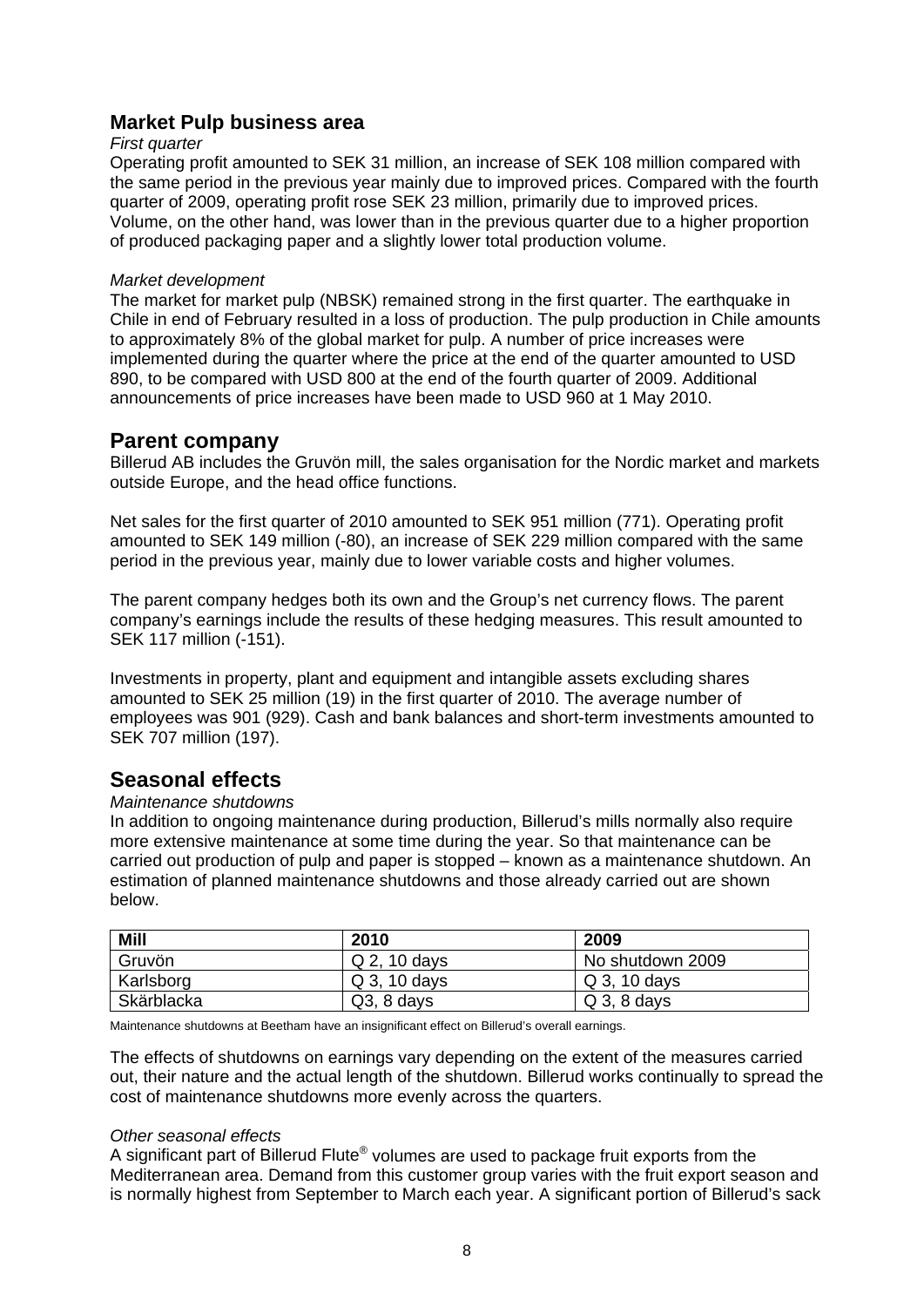## Market Pulp business area

*First quarter*

Operating profit amounted to SEK 31 million, an increase of SEK 108 million compared with the same period in the previous year mainly due to improved prices. Compared with the fourth quarter of 2009, operating profit rose SEK 23 million, primarily due to improved prices. Volume, on the other hand, was lower than in the previous quarter due to a higher proportion of produced packaging paper and a slightly lower total production volume.

*Market development*

The market for market pulp (NBSK) remained strong in the first quarter. The earthquake in Chile in end of February resulted in a loss of production. The pulp production in Chile amounts to approximately 8% of the global market for pulp. A number of price increases were implemented during the quarter where the price at the end of the quarter amounted to USD 890, to be compared with USD 800 at the end of the fourth quarter of 2009. Additional announcements of price increases have been made to USD 960 at 1 May 2010.

## Parent company

Billerud AB includes the Gruvön mill, the sales organisation for the Nordic market and markets outside Europe, and the head office functions.

Net sales for the first quarter of 2010 amounted to SEK 951 million (771). Operating profit amounted to SEK 149 million (-80), an increase of SEK 229 million compared with the same period in the previous year, mainly due to lower variable costs and higher volumes.

The parent company hedges both its own and the Group's net currency flows. The parent company's earnings include the results of these hedging measures. This result amounted to SEK 117 million (-151).

Investments in property, plant and equipment and intangible assets excluding shares amounted to SEK 25 million (19) in the first quarter of 2010. The average number of employees was 901 (929). Cash and bank balances and short-term investments amounted to SEK 707 million (197).

## Seasonal effects

*Maintenance shutdowns*

In addition to ongoing maintenance during production, Billerud's mills normally also require more extensive maintenance at some time during the year. So that maintenance can be carried out production of pulp and paper is stopped – known as a maintenance shutdown. An estimation of planned maintenance shutdowns and those already carried out are shown below.

| Mill | 2010 | 2009 |
|---|---|---|
| Gruvön | Q 2, 10 days | No shutdown 2009 |
| Karlsborg | Q 3, 10 days | Q 3, 10 days |
| Skärblacka | Q3, 8 days | Q 3, 8 days |

Maintenance shutdowns at Beetham have an insignificant effect on Billerud's overall earnings.

The effects of shutdowns on earnings vary depending on the extent of the measures carried out, their nature and the actual length of the shutdown. Billerud works continually to spread the cost of maintenance shutdowns more evenly across the quarters.

*Other seasonal effects*

A significant part of Billerud Flute® volumes are used to package fruit exports from the Mediterranean area. Demand from this customer group varies with the fruit export season and is normally highest from September to March each year. A significant portion of Billerud's sack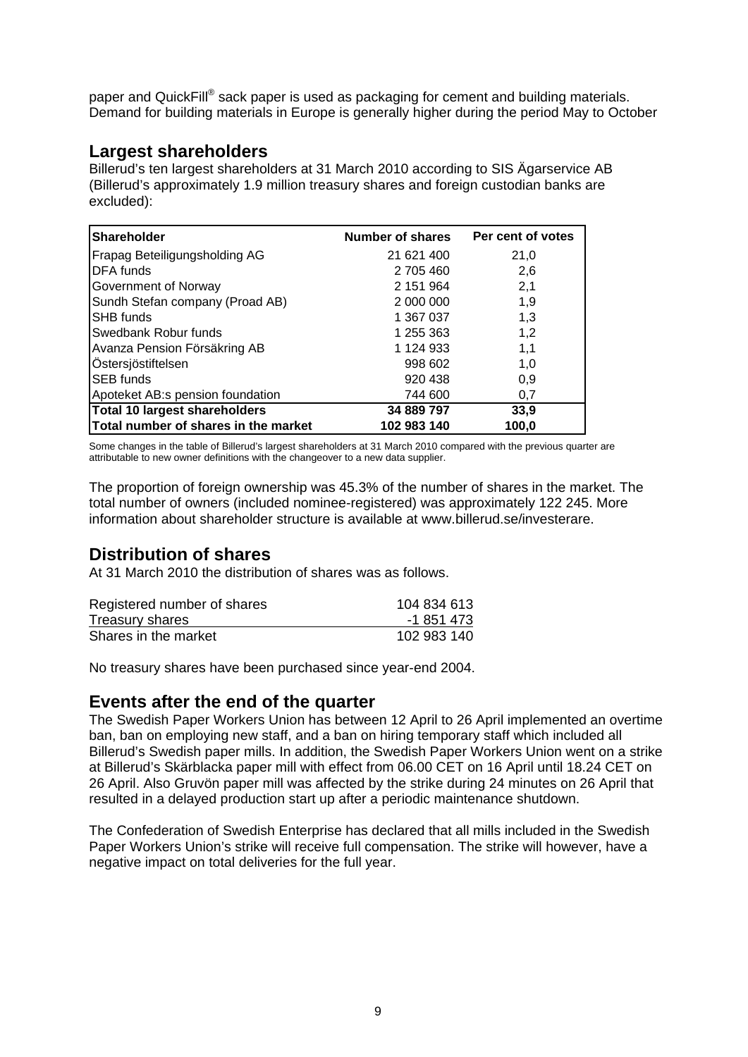paper and QuickFill® sack paper is used as packaging for cement and building materials. Demand for building materials in Europe is generally higher during the period May to October

## Largest shareholders

Billerud's ten largest shareholders at 31 March 2010 according to SIS Ägarservice AB (Billerud's approximately 1.9 million treasury shares and foreign custodian banks are excluded):

| Shareholder | Number of shares | Per cent of votes |
|---|---|---|
| Frapag Beteiligungsholding AG | 21 621 400 | 21,0 |
| DFA funds | 2 705 460 | 2,6 |
| Government of Norway | 2 151 964 | 2,1 |
| Sundh Stefan company (Proad AB) | 2 000 000 | 1,9 |
| SHB funds | 1 367 037 | 1,3 |
| Swedbank Robur funds | 1 255 363 | 1,2 |
| Avanza Pension Försäkring AB | 1 124 933 | 1,1 |
| Östersjöstiftelsen | 998 602 | 1,0 |
| SEB funds | 920 438 | 0,9 |
| Apoteket AB:s pension foundation | 744 600 | 0,7 |
| **Total 10 largest shareholders** | **34 889 797** | **33,9** |
| **Total number of shares in the market** | **102 983 140** | **100,0** |

Some changes in the table of Billerud's largest shareholders at 31 March 2010 compared with the previous quarter are attributable to new owner definitions with the changeover to a new data supplier.

The proportion of foreign ownership was 45.3% of the number of shares in the market. The total number of owners (included nominee-registered) was approximately 122 245. More information about shareholder structure is available at www.billerud.se/investerare.

## Distribution of shares

At 31 March 2010 the distribution of shares was as follows.

| | |
|---|---|
| Registered number of shares | 104 834 613 |
| Treasury shares | -1 851 473 |
| Shares in the market | 102 983 140 |

No treasury shares have been purchased since year-end 2004.

## Events after the end of the quarter

The Swedish Paper Workers Union has between 12 April to 26 April implemented an overtime ban, ban on employing new staff, and a ban on hiring temporary staff which included all Billerud's Swedish paper mills. In addition, the Swedish Paper Workers Union went on a strike at Billerud's Skärblacka paper mill with effect from 06.00 CET on 16 April until 18.24 CET on 26 April. Also Gruvön paper mill was affected by the strike during 24 minutes on 26 April that resulted in a delayed production start up after a periodic maintenance shutdown.

The Confederation of Swedish Enterprise has declared that all mills included in the Swedish Paper Workers Union's strike will receive full compensation. The strike will however, have a negative impact on total deliveries for the full year.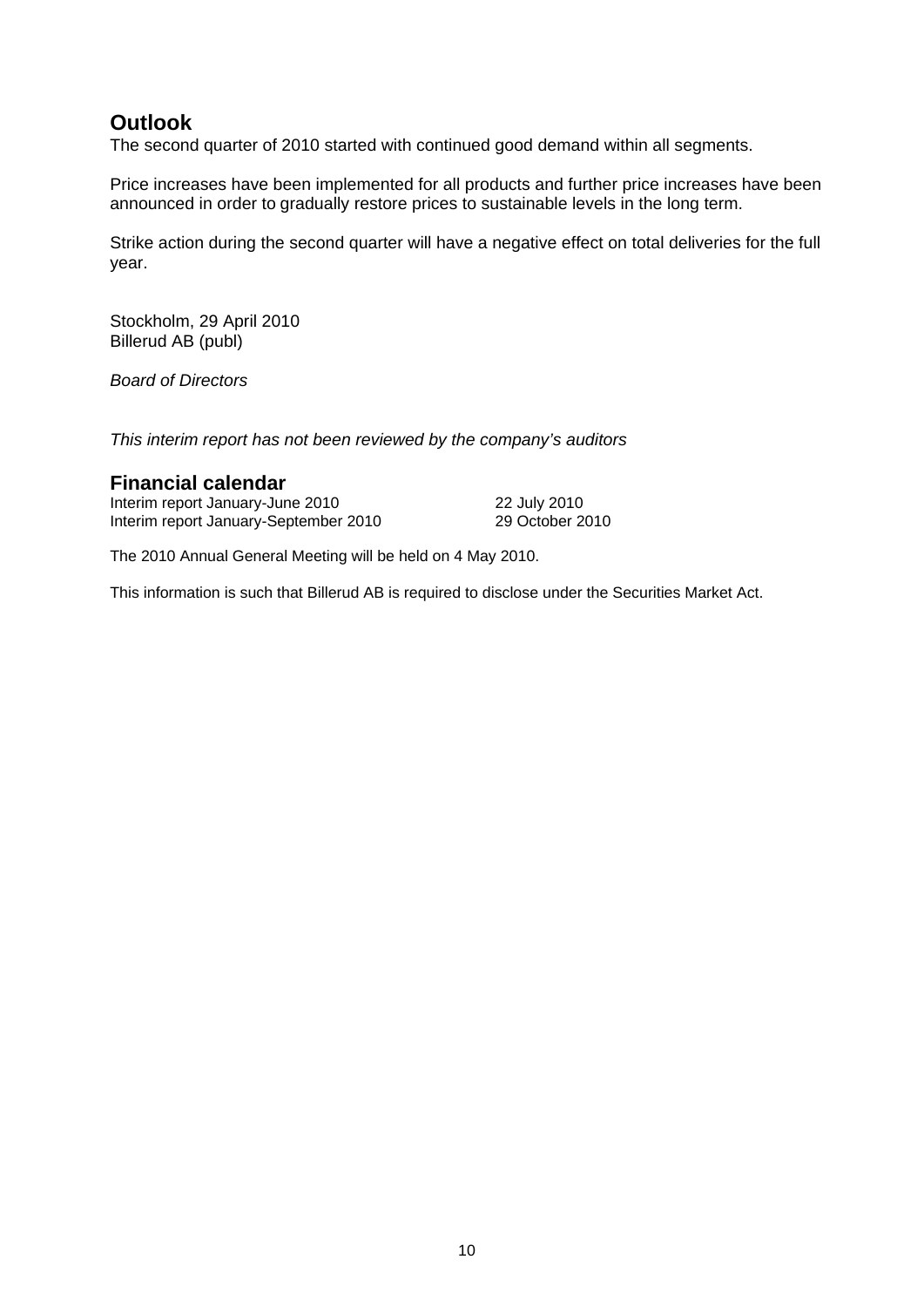## Outlook

The second quarter of 2010 started with continued good demand within all segments.

Price increases have been implemented for all products and further price increases have been announced in order to gradually restore prices to sustainable levels in the long term.

Strike action during the second quarter will have a negative effect on total deliveries for the full year.

Stockholm, 29 April 2010
Billerud AB (publ)

*Board of Directors*

*This interim report has not been reviewed by the company's auditors*

## Financial calendar

| | |
|---|---|
| Interim report January-June 2010 | 22 July 2010 |
| Interim report January-September 2010 | 29 October 2010 |

The 2010 Annual General Meeting will be held on 4 May 2010.

This information is such that Billerud AB is required to disclose under the Securities Market Act.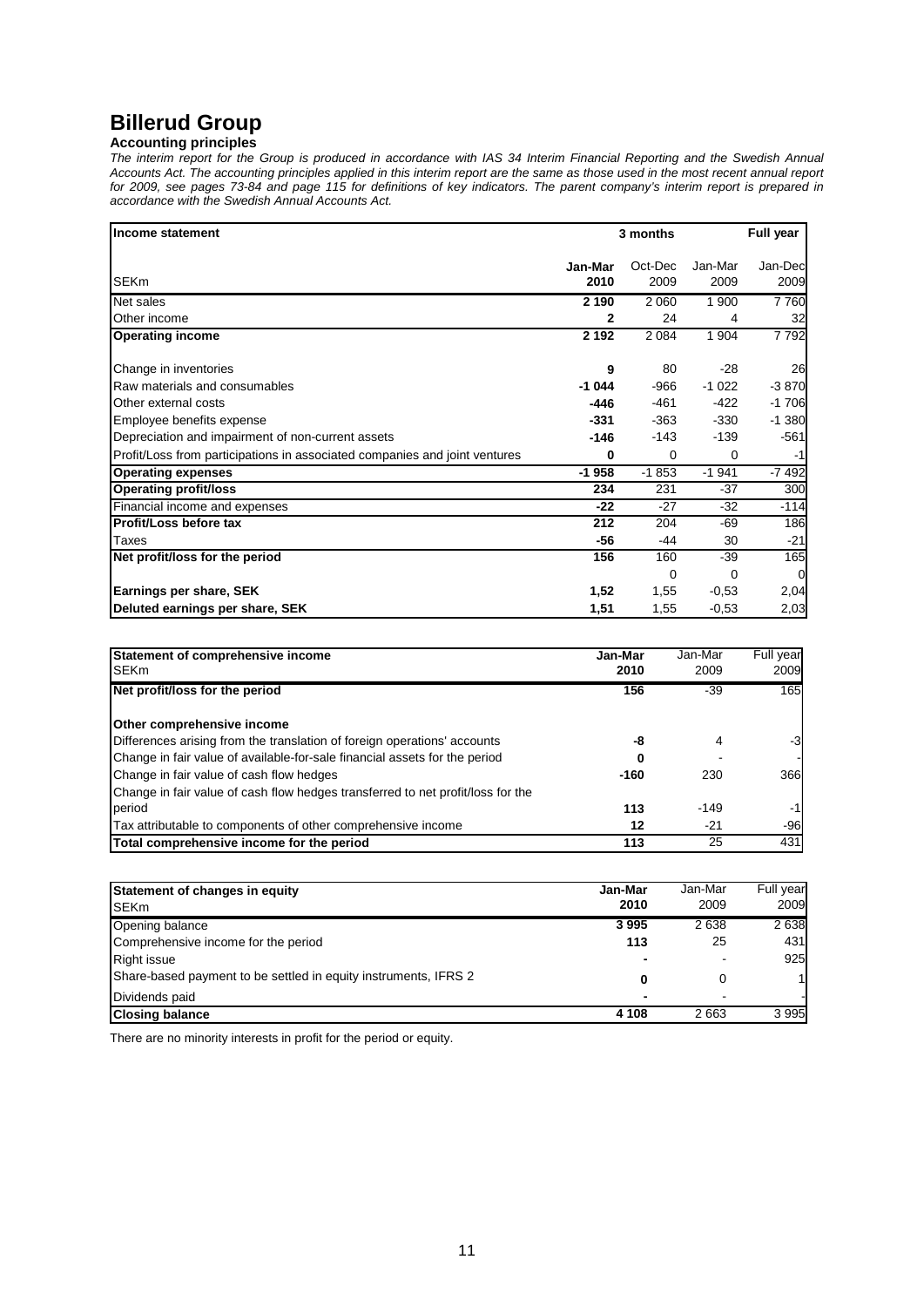# Billerud Group

### Accounting principles

*The interim report for the Group is produced in accordance with IAS 34 Interim Financial Reporting and the Swedish Annual Accounts Act. The accounting principles applied in this interim report are the same as those used in the most recent annual report for 2009, see pages 73-84 and page 115 for definitions of key indicators. The parent company's interim report is prepared in accordance with the Swedish Annual Accounts Act.*

| **Income statement** | 3 months | | | Full year |
|---|---|---|---|---|
| SEKm | **Jan-Mar 2010** | Oct-Dec 2009 | Jan-Mar 2009 | Jan-Dec 2009 |
| Net sales | **2 190** | 2 060 | 1 900 | 7 760 |
| Other income | **2** | 24 | 4 | 32 |
| **Operating income** | **2 192** | 2 084 | 1 904 | 7 792 |
| Change in inventories | **9** | 80 | -28 | 26 |
| Raw materials and consumables | **-1 044** | -966 | -1 022 | -3 870 |
| Other external costs | **-446** | -461 | -422 | -1 706 |
| Employee benefits expense | **-331** | -363 | -330 | -1 380 |
| Depreciation and impairment of non-current assets | **-146** | -143 | -139 | -561 |
| Profit/Loss from participations in associated companies and joint ventures | **0** | 0 | 0 | -1 |
| **Operating expenses** | **-1 958** | -1 853 | -1 941 | -7 492 |
| **Operating profit/loss** | **234** | 231 | -37 | 300 |
| Financial income and expenses | **-22** | -27 | -32 | -114 |
| **Profit/Loss before tax** | **212** | 204 | -69 | 186 |
| Taxes | **-56** | -44 | 30 | -21 |
| **Net profit/loss for the period** | **156** | 160 | -39 | 165 |
| | | 0 | 0 | 0 |
| **Earnings per share, SEK** | **1,52** | 1,55 | -0,53 | 2,04 |
| **Deluted earnings per share, SEK** | **1,51** | 1,55 | -0,53 | 2,03 |

| **Statement of comprehensive income** SEKm | **Jan-Mar 2010** | Jan-Mar 2009 | Full year 2009 |
|---|---|---|---|
| **Net profit/loss for the period** | **156** | -39 | 165 |
| **Other comprehensive income** | | | |
| Differences arising from the translation of foreign operations' accounts | **-8** | 4 | -3 |
| Change in fair value of available-for-sale financial assets for the period | **0** | - | - |
| Change in fair value of cash flow hedges | **-160** | 230 | 366 |
| Change in fair value of cash flow hedges transferred to net profit/loss for the period | **113** | -149 | -1 |
| Tax attributable to components of other comprehensive income | **12** | -21 | -96 |
| **Total comprehensive income for the period** | **113** | 25 | 431 |

| **Statement of changes in equity** SEKm | **Jan-Mar 2010** | Jan-Mar 2009 | Full year 2009 |
|---|---|---|---|
| Opening balance | **3 995** | 2 638 | 2 638 |
| Comprehensive income for the period | **113** | 25 | 431 |
| Right issue | **-** | - | 925 |
| Share-based payment to be settled in equity instruments, IFRS 2 | **0** | 0 | 1 |
| Dividends paid | **-** | - | - |
| **Closing balance** | **4 108** | 2 663 | 3 995 |

There are no minority interests in profit for the period or equity.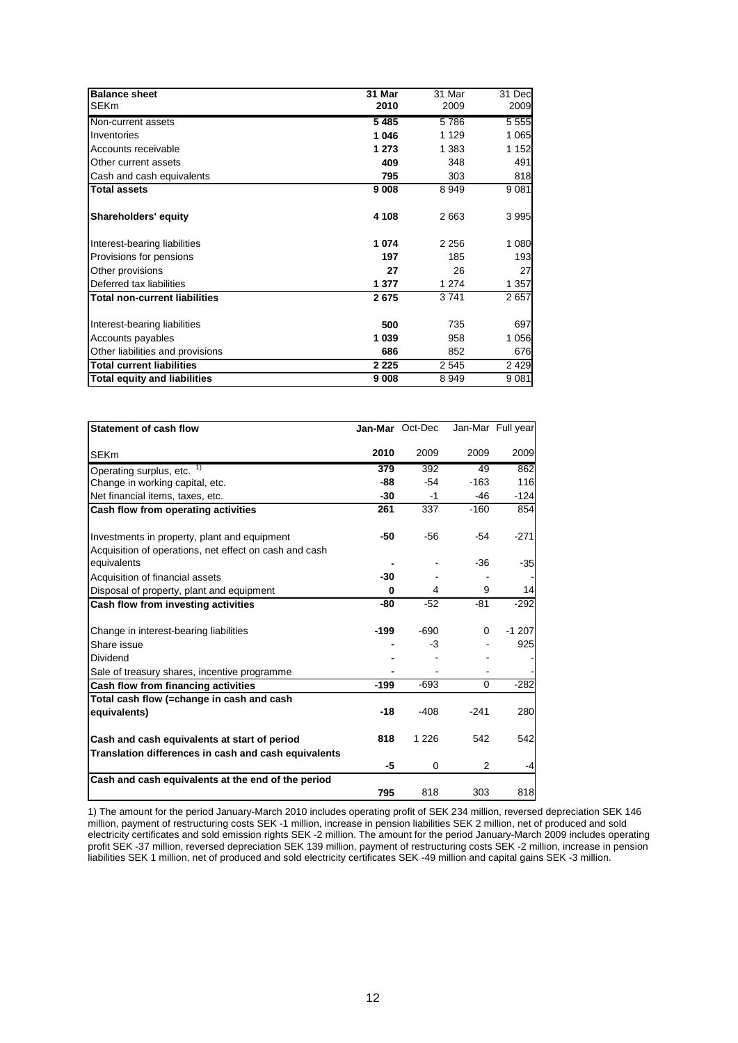| **Balance sheet** | **31 Mar** | 31 Mar | 31 Dec |
|---|---|---|---|
| SEKm | **2010** | 2009 | 2009 |
| Non-current assets | **5 485** | 5 786 | 5 555 |
| Inventories | **1 046** | 1 129 | 1 065 |
| Accounts receivable | **1 273** | 1 383 | 1 152 |
| Other current assets | **409** | 348 | 491 |
| Cash and cash equivalents | **795** | 303 | 818 |
| **Total assets** | **9 008** | 8 949 | 9 081 |
| **Shareholders' equity** | **4 108** | 2 663 | 3 995 |
| Interest-bearing liabilities | **1 074** | 2 256 | 1 080 |
| Provisions for pensions | **197** | 185 | 193 |
| Other provisions | **27** | 26 | 27 |
| Deferred tax liabilities | **1 377** | 1 274 | 1 357 |
| **Total non-current liabilities** | **2 675** | 3 741 | 2 657 |
| Interest-bearing liabilities | **500** | 735 | 697 |
| Accounts payables | **1 039** | 958 | 1 056 |
| Other liabilities and provisions | **686** | 852 | 676 |
| **Total current liabilities** | **2 225** | 2 545 | 2 429 |
| **Total equity and liabilities** | **9 008** | 8 949 | 9 081 |

| **Statement of cash flow** | **Jan-Mar** | Oct-Dec | Jan-Mar | Full year |
|---|---|---|---|---|
| SEKm | **2010** | 2009 | 2009 | 2009 |
| Operating surplus, etc. [1)] | **379** | 392 | 49 | 862 |
| Change in working capital, etc. | **-88** | -54 | -163 | 116 |
| Net financial items, taxes, etc. | **-30** | -1 | -46 | -124 |
| **Cash flow from operating activities** | **261** | 337 | -160 | 854 |
| Investments in property, plant and equipment | **-50** | -56 | -54 | -271 |
| Acquisition of operations, net effect on cash and cash equivalents | **-** | - | -36 | -35 |
| Acquisition of financial assets | **-30** | - | - | - |
| Disposal of property, plant and equipment | **0** | 4 | 9 | 14 |
| **Cash flow from investing activities** | **-80** | -52 | -81 | -292 |
| Change in interest-bearing liabilities | **-199** | -690 | 0 | -1 207 |
| Share issue | **-** | -3 | - | 925 |
| Dividend | **-** | - | - | - |
| Sale of treasury shares, incentive programme | **-** | - | - | - |
| **Cash flow from financing activities** | **-199** | -693 | 0 | -282 |
| **Total cash flow (=change in cash and cash equivalents)** | **-18** | -408 | -241 | 280 |
| **Cash and cash equivalents at start of period** | **818** | 1 226 | 542 | 542 |
| **Translation differences in cash and cash equivalents** | **-5** | 0 | 2 | -4 |
| **Cash and cash equivalents at the end of the period** | **795** | 818 | 303 | 818 |

1) The amount for the period January-March 2010 includes operating profit of SEK 234 million, reversed depreciation SEK 146 million, payment of restructuring costs SEK -1 million, increase in pension liabilities SEK 2 million, net of produced and sold electricity certificates and sold emission rights SEK -2 million. The amount for the period January-March 2009 includes operating profit SEK -37 million, reversed depreciation SEK 139 million, payment of restructuring costs SEK -2 million, increase in pension liabilities SEK 1 million, net of produced and sold electricity certificates SEK -49 million and capital gains SEK -3 million.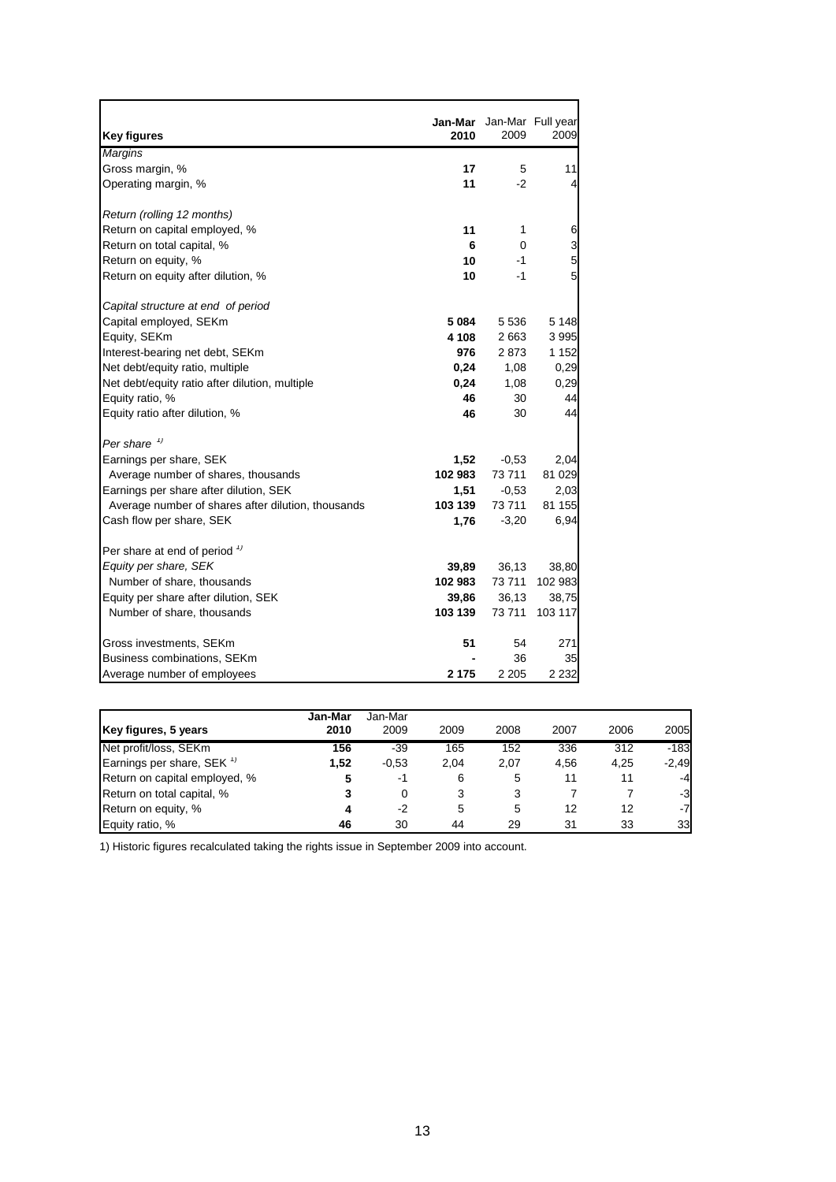| **Key figures** | **Jan-Mar 2010** | Jan-Mar 2009 | Full year 2009 |
|---|---|---|---|
| *Margins* | | | |
| Gross margin, % | **17** | 5 | 11 |
| Operating margin, % | **11** | -2 | 4 |
| | | | |
| *Return (rolling 12 months)* | | | |
| Return on capital employed, % | **11** | 1 | 6 |
| Return on total capital, % | **6** | 0 | 3 |
| Return on equity, % | **10** | -1 | 5 |
| Return on equity after dilution, % | **10** | -1 | 5 |
| | | | |
| *Capital structure at end of period* | | | |
| Capital employed, SEKm | **5 084** | 5 536 | 5 148 |
| Equity, SEKm | **4 108** | 2 663 | 3 995 |
| Interest-bearing net debt, SEKm | **976** | 2 873 | 1 152 |
| Net debt/equity ratio, multiple | **0,24** | 1,08 | 0,29 |
| Net debt/equity ratio after dilution, multiple | **0,24** | 1,08 | 0,29 |
| Equity ratio, % | **46** | 30 | 44 |
| Equity ratio after dilution, % | **46** | 30 | 44 |
| | | | |
| *Per share* [1] | | | |
| Earnings per share, SEK | **1,52** | -0,53 | 2,04 |
| Average number of shares, thousands | **102 983** | 73 711 | 81 029 |
| Earnings per share after dilution, SEK | **1,51** | -0,53 | 2,03 |
| Average number of shares after dilution, thousands | **103 139** | 73 711 | 81 155 |
| Cash flow per share, SEK | **1,76** | -3,20 | 6,94 |
| | | | |
| Per share at end of period [1] | | | |
| *Equity per share, SEK* | **39,89** | 36,13 | 38,80 |
| Number of share, thousands | **102 983** | 73 711 | 102 983 |
| Equity per share after dilution, SEK | **39,86** | 36,13 | 38,75 |
| Number of share, thousands | **103 139** | 73 711 | 103 117 |
| | | | |
| Gross investments, SEKm | **51** | 54 | 271 |
| Business combinations, SEKm | **-** | 36 | 35 |
| Average number of employees | **2 175** | 2 205 | 2 232 |

| **Key figures, 5 years** | **Jan-Mar 2010** | Jan-Mar 2009 | 2009 | 2008 | 2007 | 2006 | 2005 |
|---|---|---|---|---|---|---|---|
| Net profit/loss, SEKm | **156** | -39 | 165 | 152 | 336 | 312 | -183 |
| Earnings per share, SEK [1] | **1,52** | -0,53 | 2,04 | 2,07 | 4,56 | 4,25 | -2,49 |
| Return on capital employed, % | **5** | -1 | 6 | 5 | 11 | 11 | -4 |
| Return on total capital, % | **3** | 0 | 3 | 3 | 7 | 7 | -3 |
| Return on equity, % | **4** | -2 | 5 | 5 | 12 | 12 | -7 |
| Equity ratio, % | **46** | 30 | 44 | 29 | 31 | 33 | 33 |

1) Historic figures recalculated taking the rights issue in September 2009 into account.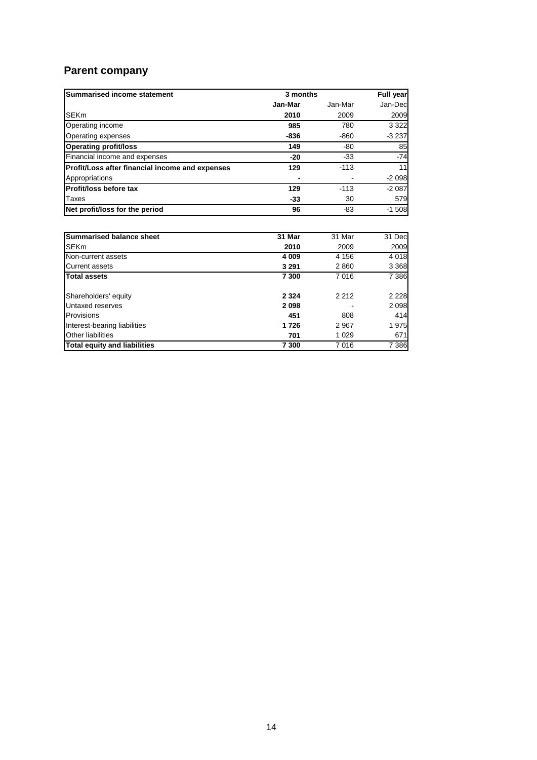## Parent company

| Summarised income statement | 3 months | | Full year |
|---|---|---|---|
| | **Jan-Mar** | Jan-Mar | Jan-Dec |
| SEKm | **2010** | 2009 | 2009 |
| Operating income | **985** | 780 | 3 322 |
| Operating expenses | **-836** | -860 | -3 237 |
| **Operating profit/loss** | **149** | -80 | 85 |
| Financial income and expenses | **-20** | -33 | -74 |
| **Profit/Loss after financial income and expenses** | **129** | -113 | 11 |
| Appropriations | **-** | - | -2 098 |
| **Profit/loss before tax** | **129** | -113 | -2 087 |
| Taxes | **-33** | 30 | 579 |
| **Net profit/loss for the period** | **96** | -83 | -1 508 |

| Summarised balance sheet | 31 Mar | 31 Mar | 31 Dec |
|---|---|---|---|
| SEKm | **2010** | 2009 | 2009 |
| Non-current assets | **4 009** | 4 156 | 4 018 |
| Current assets | **3 291** | 2 860 | 3 368 |
| **Total assets** | **7 300** | 7 016 | 7 386 |
| | | | |
| Shareholders' equity | **2 324** | 2 212 | 2 228 |
| Untaxed reserves | **2 098** | - | 2 098 |
| Provisions | **451** | 808 | 414 |
| Interest-bearing liabilities | **1 726** | 2 967 | 1 975 |
| Other liabilities | **701** | 1 029 | 671 |
| **Total equity and liabilities** | **7 300** | 7 016 | 7 386 |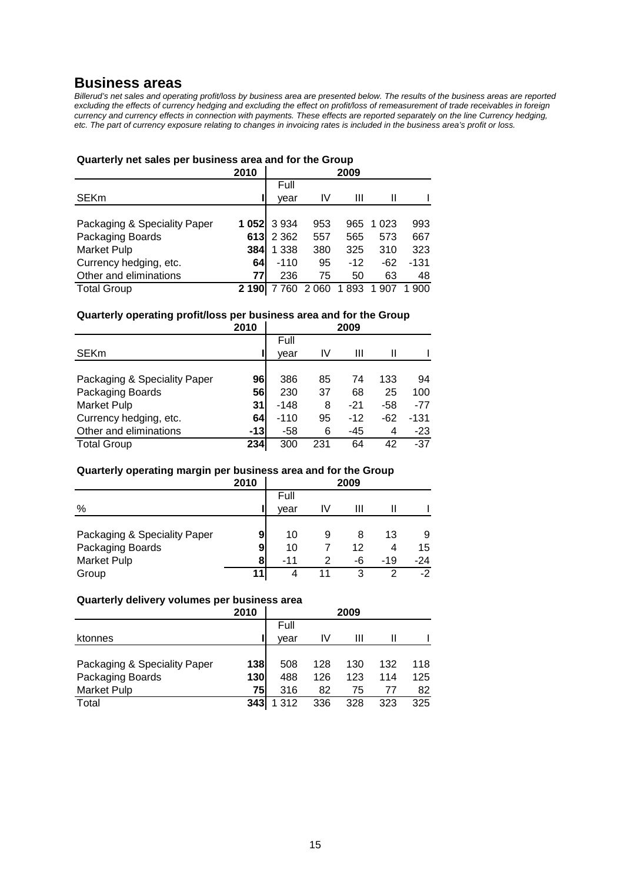# Business areas

*Billerud's net sales and operating profit/loss by business area are presented below. The results of the business areas are reported excluding the effects of currency hedging and excluding the effect on profit/loss of remeasurement of trade receivables in foreign currency and currency effects in connection with payments. These effects are reported separately on the line Currency hedging, etc. The part of currency exposure relating to changes in invoicing rates is included in the business area's profit or loss.*

**Quarterly net sales per business area and for the Group**

| | 2010 | 2009 | | | | |
|---|---|---|---|---|---|---|
| SEKm | I | Full year | IV | III | II | I |
| Packaging & Speciality Paper | 1 052 | 3 934 | 953 | 965 | 1 023 | 993 |
| Packaging Boards | 613 | 2 362 | 557 | 565 | 573 | 667 |
| Market Pulp | 384 | 1 338 | 380 | 325 | 310 | 323 |
| Currency hedging, etc. | 64 | -110 | 95 | -12 | -62 | -131 |
| Other and eliminations | 77 | 236 | 75 | 50 | 63 | 48 |
| Total Group | 2 190 | 7 760 | 2 060 | 1 893 | 1 907 | 1 900 |

**Quarterly operating profit/loss per business area and for the Group**

| | 2010 | 2009 | | | | |
|---|---|---|---|---|---|---|
| SEKm | I | Full year | IV | III | II | I |
| Packaging & Speciality Paper | 96 | 386 | 85 | 74 | 133 | 94 |
| Packaging Boards | 56 | 230 | 37 | 68 | 25 | 100 |
| Market Pulp | 31 | -148 | 8 | -21 | -58 | -77 |
| Currency hedging, etc. | 64 | -110 | 95 | -12 | -62 | -131 |
| Other and eliminations | -13 | -58 | 6 | -45 | 4 | -23 |
| Total Group | 234 | 300 | 231 | 64 | 42 | -37 |

**Quarterly operating margin per business area and for the Group**

| | 2010 | 2009 | | | | |
|---|---|---|---|---|---|---|
| % | I | Full year | IV | III | II | I |
| Packaging & Speciality Paper | 9 | 10 | 9 | 8 | 13 | 9 |
| Packaging Boards | 9 | 10 | 7 | 12 | 4 | 15 |
| Market Pulp | 8 | -11 | 2 | -6 | -19 | -24 |
| Group | 11 | 4 | 11 | 3 | 2 | -2 |

**Quarterly delivery volumes per business area**

| | 2010 | 2009 | | | | |
|---|---|---|---|---|---|---|
| ktonnes | I | Full year | IV | III | II | I |
| Packaging & Speciality Paper | 138 | 508 | 128 | 130 | 132 | 118 |
| Packaging Boards | 130 | 488 | 126 | 123 | 114 | 125 |
| Market Pulp | 75 | 316 | 82 | 75 | 77 | 82 |
| Total | 343 | 1 312 | 336 | 328 | 323 | 325 |